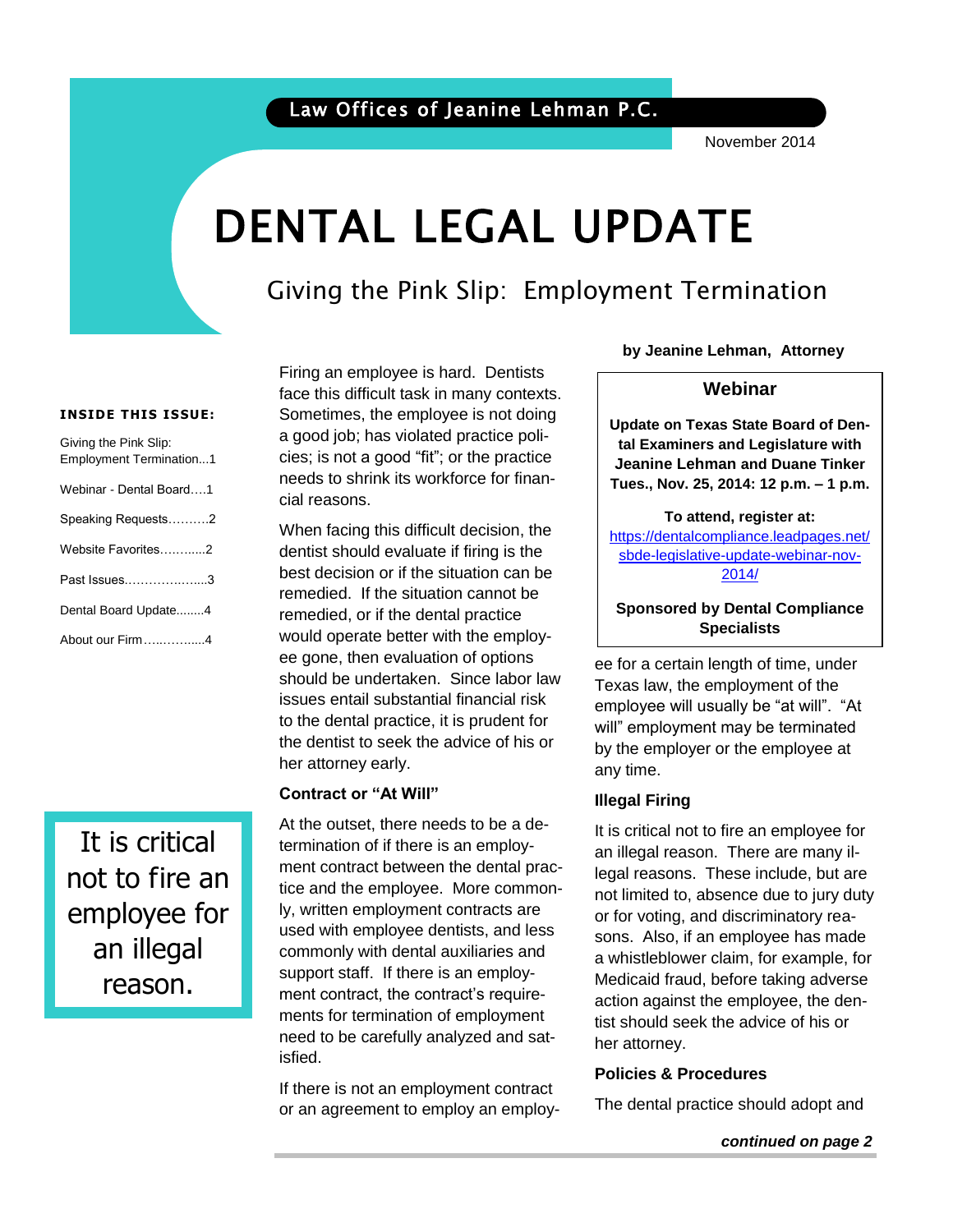Law Offices of Jeanine Lehman P.C.

November 2014

# DENTAL LEGAL UPDATE

## Giving the Pink Slip: Employment Termination

**by Jeanine Lehman, Attorney**

**INSIDE THIS ISSUE:**

| | |
|---|---|
| Giving the Pink Slip: Employment Termination | 1 |
| Webinar - Dental Board | 1 |
| Speaking Requests | 2 |
| Website Favorites | 2 |
| Past Issues | 3 |
| Dental Board Update | 4 |
| About our Firm | 4 |

Firing an employee is hard. Dentists face this difficult task in many contexts. Sometimes, the employee is not doing a good job; has violated practice policies; is not a good "fit"; or the practice needs to shrink its workforce for financial reasons.

When facing this difficult decision, the dentist should evaluate if firing is the best decision or if the situation can be remedied. If the situation cannot be remedied, or if the dental practice would operate better with the employee gone, then evaluation of options should be undertaken. Since labor law issues entail substantial financial risk to the dental practice, it is prudent for the dentist to seek the advice of his or her attorney early.

### Contract or "At Will"

At the outset, there needs to be a determination of if there is an employment contract between the dental practice and the employee. More commonly, written employment contracts are used with employee dentists, and less commonly with dental auxiliaries and support staff. If there is an employment contract, the contract's requirements for termination of employment need to be carefully analyzed and satisfied.

If there is not an employment contract or an agreement to employ an employee for a certain length of time, under Texas law, the employment of the employee will usually be "at will". "At will" employment may be terminated by the employer or the employee at any time.

> It is critical not to fire an employee for an illegal reason.

### Illegal Firing

It is critical not to fire an employee for an illegal reason. There are many illegal reasons. These include, but are not limited to, absence due to jury duty or for voting, and discriminatory reasons. Also, if an employee has made a whistleblower claim, for example, for Medicaid fraud, before taking adverse action against the employee, the dentist should seek the advice of his or her attorney.

### Policies & Procedures

The dental practice should adopt and

***continued on page 2***

---

**Webinar**

**Update on Texas State Board of Dental Examiners and Legislature with Jeanine Lehman and Duane Tinker**
**Tues., Nov. 25, 2014: 12 p.m. – 1 p.m.**

**To attend, register at:**
https://dentalcompliance.leadpages.net/sbde-legislative-update-webinar-nov-2014/

**Sponsored by Dental Compliance Specialists**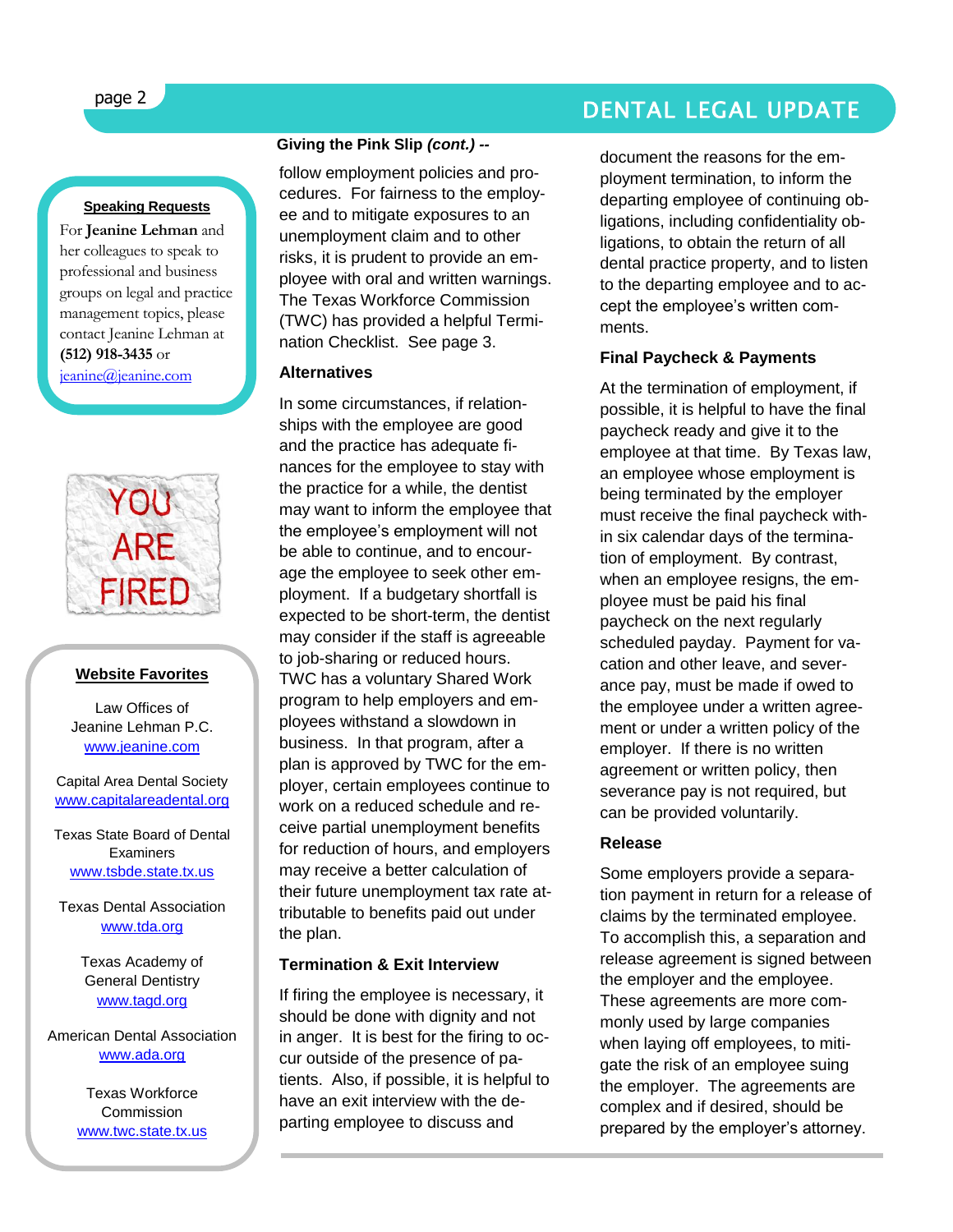### Speaking Requests

For **Jeanine Lehman** and her colleagues to speak to professional and business groups on legal and practice management topics, please contact Jeanine Lehman at **(512) 918-3435** or jeanine@jeanine.com

### Website Favorites

Law Offices of Jeanine Lehman P.C.
www.jeanine.com

Capital Area Dental Society
www.capitalareadental.org

Texas State Board of Dental Examiners
www.tsbde.state.tx.us

Texas Dental Association
www.tda.org

Texas Academy of General Dentistry
www.tagd.org

American Dental Association
www.ada.org

Texas Workforce Commission
www.twc.state.tx.us

**Giving the Pink Slip *(cont.)* --**

follow employment policies and procedures. For fairness to the employee and to mitigate exposures to an unemployment claim and to other risks, it is prudent to provide an employee with oral and written warnings. The Texas Workforce Commission (TWC) has provided a helpful Termination Checklist. See page 3.

### Alternatives

In some circumstances, if relationships with the employee are good and the practice has adequate finances for the employee to stay with the practice for a while, the dentist may want to inform the employee that the employee's employment will not be able to continue, and to encourage the employee to seek other employment. If a budgetary shortfall is expected to be short-term, the dentist may consider if the staff is agreeable to job-sharing or reduced hours. TWC has a voluntary Shared Work program to help employers and employees withstand a slowdown in business. In that program, after a plan is approved by TWC for the employer, certain employees continue to work on a reduced schedule and receive partial unemployment benefits for reduction of hours, and employers may receive a better calculation of their future unemployment tax rate attributable to benefits paid out under the plan.

### Termination & Exit Interview

If firing the employee is necessary, it should be done with dignity and not in anger. It is best for the firing to occur outside of the presence of patients. Also, if possible, it is helpful to have an exit interview with the departing employee to discuss and document the reasons for the employment termination, to inform the departing employee of continuing obligations, including confidentiality obligations, to obtain the return of all dental practice property, and to listen to the departing employee and to accept the employee's written comments.

### Final Paycheck & Payments

At the termination of employment, if possible, it is helpful to have the final paycheck ready and give it to the employee at that time. By Texas law, an employee whose employment is being terminated by the employer must receive the final paycheck within six calendar days of the termination of employment. By contrast, when an employee resigns, the employee must be paid his final paycheck on the next regularly scheduled payday. Payment for vacation and other leave, and severance pay, must be made if owed to the employee under a written agreement or under a written policy of the employer. If there is no written agreement or written policy, then severance pay is not required, but can be provided voluntarily.

### Release

Some employers provide a separation payment in return for a release of claims by the terminated employee. To accomplish this, a separation and release agreement is signed between the employer and the employee. These agreements are more commonly used by large companies when laying off employees, to mitigate the risk of an employee suing the employer. The agreements are complex and if desired, should be prepared by the employer's attorney.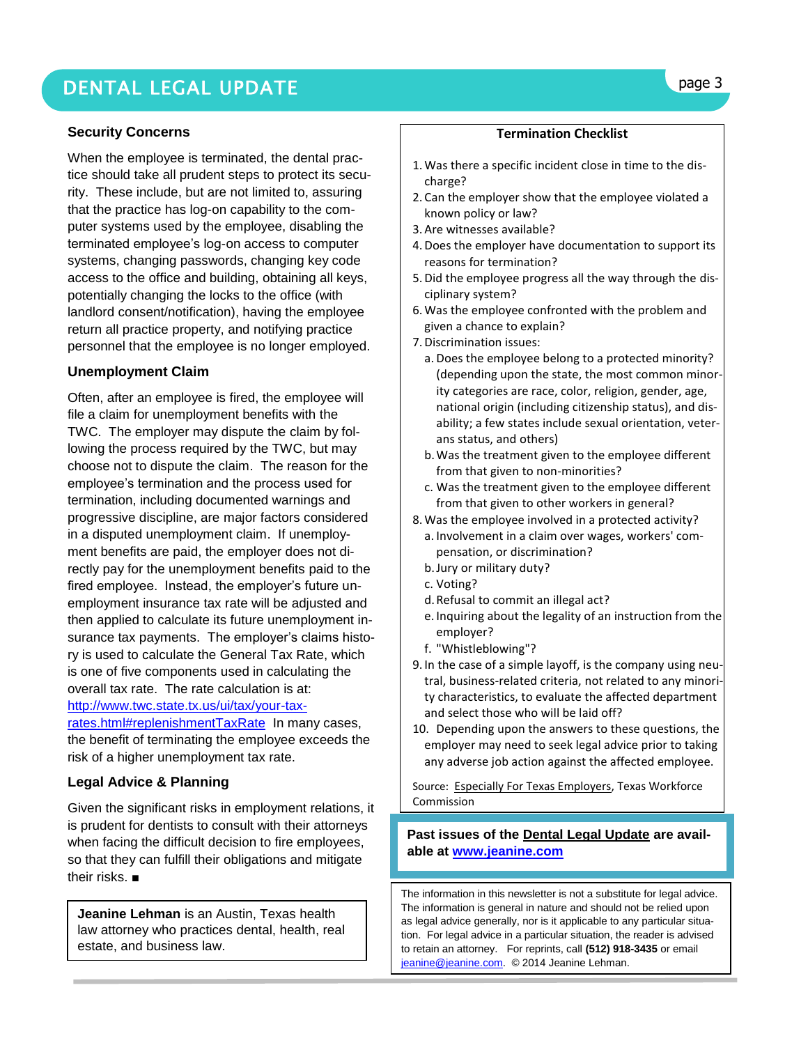## Security Concerns

When the employee is terminated, the dental practice should take all prudent steps to protect its security. These include, but are not limited to, assuring that the practice has log-on capability to the computer systems used by the employee, disabling the terminated employee's log-on access to computer systems, changing passwords, changing key code access to the office and building, obtaining all keys, potentially changing the locks to the office (with landlord consent/notification), having the employee return all practice property, and notifying practice personnel that the employee is no longer employed.

## Unemployment Claim

Often, after an employee is fired, the employee will file a claim for unemployment benefits with the TWC. The employer may dispute the claim by following the process required by the TWC, but may choose not to dispute the claim. The reason for the employee's termination and the process used for termination, including documented warnings and progressive discipline, are major factors considered in a disputed unemployment claim. If unemployment benefits are paid, the employer does not directly pay for the unemployment benefits paid to the fired employee. Instead, the employer's future unemployment insurance tax rate will be adjusted and then applied to calculate its future unemployment insurance tax payments. The employer's claims history is used to calculate the General Tax Rate, which is one of five components used in calculating the overall tax rate. The rate calculation is at: [http://www.twc.state.tx.us/ui/tax/your-tax-rates.html#replenishmentTaxRate](http://www.twc.state.tx.us/ui/tax/your-tax-rates.html#replenishmentTaxRate) In many cases, the benefit of terminating the employee exceeds the risk of a higher unemployment tax rate.

## Legal Advice & Planning

Given the significant risks in employment relations, it is prudent for dentists to consult with their attorneys when facing the difficult decision to fire employees, so that they can fulfill their obligations and mitigate their risks. ■

**Jeanine Lehman** is an Austin, Texas health law attorney who practices dental, health, real estate, and business law.

### Termination Checklist

1. Was there a specific incident close in time to the discharge?
2. Can the employer show that the employee violated a known policy or law?
3. Are witnesses available?
4. Does the employer have documentation to support its reasons for termination?
5. Did the employee progress all the way through the disciplinary system?
6. Was the employee confronted with the problem and given a chance to explain?
7. Discrimination issues:
   a. Does the employee belong to a protected minority? (depending upon the state, the most common minority categories are race, color, religion, gender, age, national origin (including citizenship status), and disability; a few states include sexual orientation, veterans status, and others)
   b. Was the treatment given to the employee different from that given to non-minorities?
   c. Was the treatment given to the employee different from that given to other workers in general?
8. Was the employee involved in a protected activity?
   a. Involvement in a claim over wages, workers' compensation, or discrimination?
   b. Jury or military duty?
   c. Voting?
   d. Refusal to commit an illegal act?
   e. Inquiring about the legality of an instruction from the employer?
   f. "Whistleblowing"?
9. In the case of a simple layoff, is the company using neutral, business-related criteria, not related to any minority characteristics, to evaluate the affected department and select those who will be laid off?
10. Depending upon the answers to these questions, the employer may need to seek legal advice prior to taking any adverse job action against the affected employee.

Source: Especially For Texas Employers, Texas Workforce Commission

**Past issues of the Dental Legal Update are available at [www.jeanine.com](http://www.jeanine.com)**

The information in this newsletter is not a substitute for legal advice. The information is general in nature and should not be relied upon as legal advice generally, nor is it applicable to any particular situation. For legal advice in a particular situation, the reader is advised to retain an attorney. For reprints, call **(512) 918-3435** or email [jeanine@jeanine.com](mailto:jeanine@jeanine.com). © 2014 Jeanine Lehman.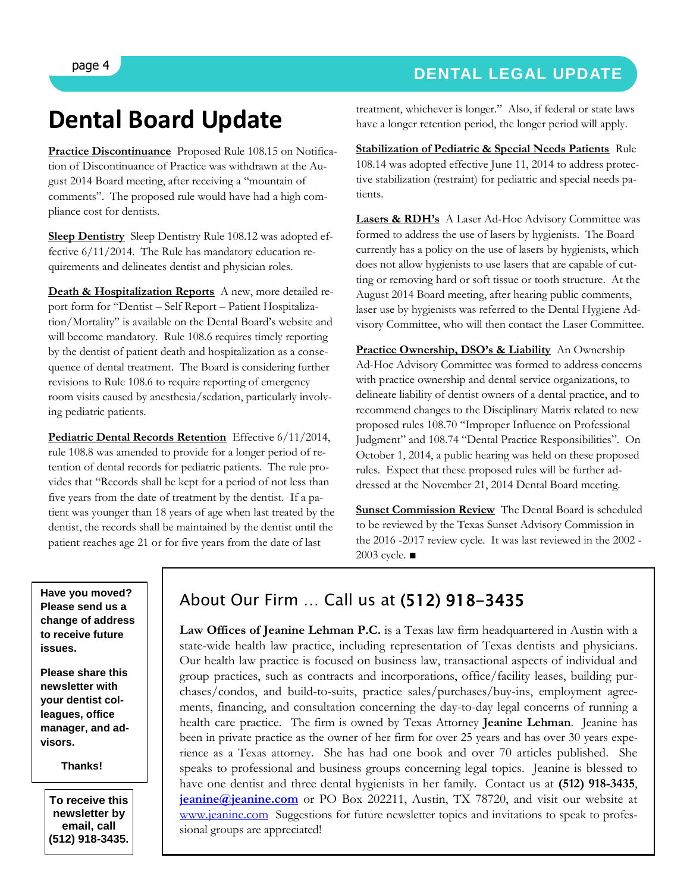# Dental Board Update

**Practice Discontinuance** Proposed Rule 108.15 on Notification of Discontinuance of Practice was withdrawn at the August 2014 Board meeting, after receiving a "mountain of comments". The proposed rule would have had a high compliance cost for dentists.

**Sleep Dentistry** Sleep Dentistry Rule 108.12 was adopted effective 6/11/2014. The Rule has mandatory education requirements and delineates dentist and physician roles.

**Death & Hospitalization Reports** A new, more detailed report form for "Dentist – Self Report – Patient Hospitalization/Mortality" is available on the Dental Board's website and will become mandatory. Rule 108.6 requires timely reporting by the dentist of patient death and hospitalization as a consequence of dental treatment. The Board is considering further revisions to Rule 108.6 to require reporting of emergency room visits caused by anesthesia/sedation, particularly involving pediatric patients.

**Pediatric Dental Records Retention** Effective 6/11/2014, rule 108.8 was amended to provide for a longer period of retention of dental records for pediatric patients. The rule provides that "Records shall be kept for a period of not less than five years from the date of treatment by the dentist. If a patient was younger than 18 years of age when last treated by the dentist, the records shall be maintained by the dentist until the patient reaches age 21 or for five years from the date of last treatment, whichever is longer." Also, if federal or state laws have a longer retention period, the longer period will apply.

**Stabilization of Pediatric & Special Needs Patients** Rule 108.14 was adopted effective June 11, 2014 to address protective stabilization (restraint) for pediatric and special needs patients.

**Lasers & RDH's** A Laser Ad-Hoc Advisory Committee was formed to address the use of lasers by hygienists. The Board currently has a policy on the use of lasers by hygienists, which does not allow hygienists to use lasers that are capable of cutting or removing hard or soft tissue or tooth structure. At the August 2014 Board meeting, after hearing public comments, laser use by hygienists was referred to the Dental Hygiene Advisory Committee, who will then contact the Laser Committee.

**Practice Ownership, DSO's & Liability** An Ownership Ad-Hoc Advisory Committee was formed to address concerns with practice ownership and dental service organizations, to delineate liability of dentist owners of a dental practice, and to recommend changes to the Disciplinary Matrix related to new proposed rules 108.70 "Improper Influence on Professional Judgment" and 108.74 "Dental Practice Responsibilities". On October 1, 2014, a public hearing was held on these proposed rules. Expect that these proposed rules will be further addressed at the November 21, 2014 Dental Board meeting.

**Sunset Commission Review** The Dental Board is scheduled to be reviewed by the Texas Sunset Advisory Commission in the 2016 -2017 review cycle. It was last reviewed in the 2002 - 2003 cycle. ■

**Have you moved? Please send us a change of address to receive future issues.**

**Please share this newsletter with your dentist colleagues, office manager, and advisors.**

**Thanks!**

**To receive this newsletter by email, call (512) 918-3435.**

## About Our Firm … Call us at (512) 918-3435

**Law Offices of Jeanine Lehman P.C.** is a Texas law firm headquartered in Austin with a state-wide health law practice, including representation of Texas dentists and physicians. Our health law practice is focused on business law, transactional aspects of individual and group practices, such as contracts and incorporations, office/facility leases, building purchases/condos, and build-to-suits, practice sales/purchases/buy-ins, employment agreements, financing, and consultation concerning the day-to-day legal concerns of running a health care practice. The firm is owned by Texas Attorney **Jeanine Lehman**. Jeanine has been in private practice as the owner of her firm for over 25 years and has over 30 years experience as a Texas attorney. She has had one book and over 70 articles published. She speaks to professional and business groups concerning legal topics. Jeanine is blessed to have one dentist and three dental hygienists in her family. Contact us at **(512) 918-3435**, **jeanine@jeanine.com** or PO Box 202211, Austin, TX 78720, and visit our website at www.jeanine.com Suggestions for future newsletter topics and invitations to speak to professional groups are appreciated!